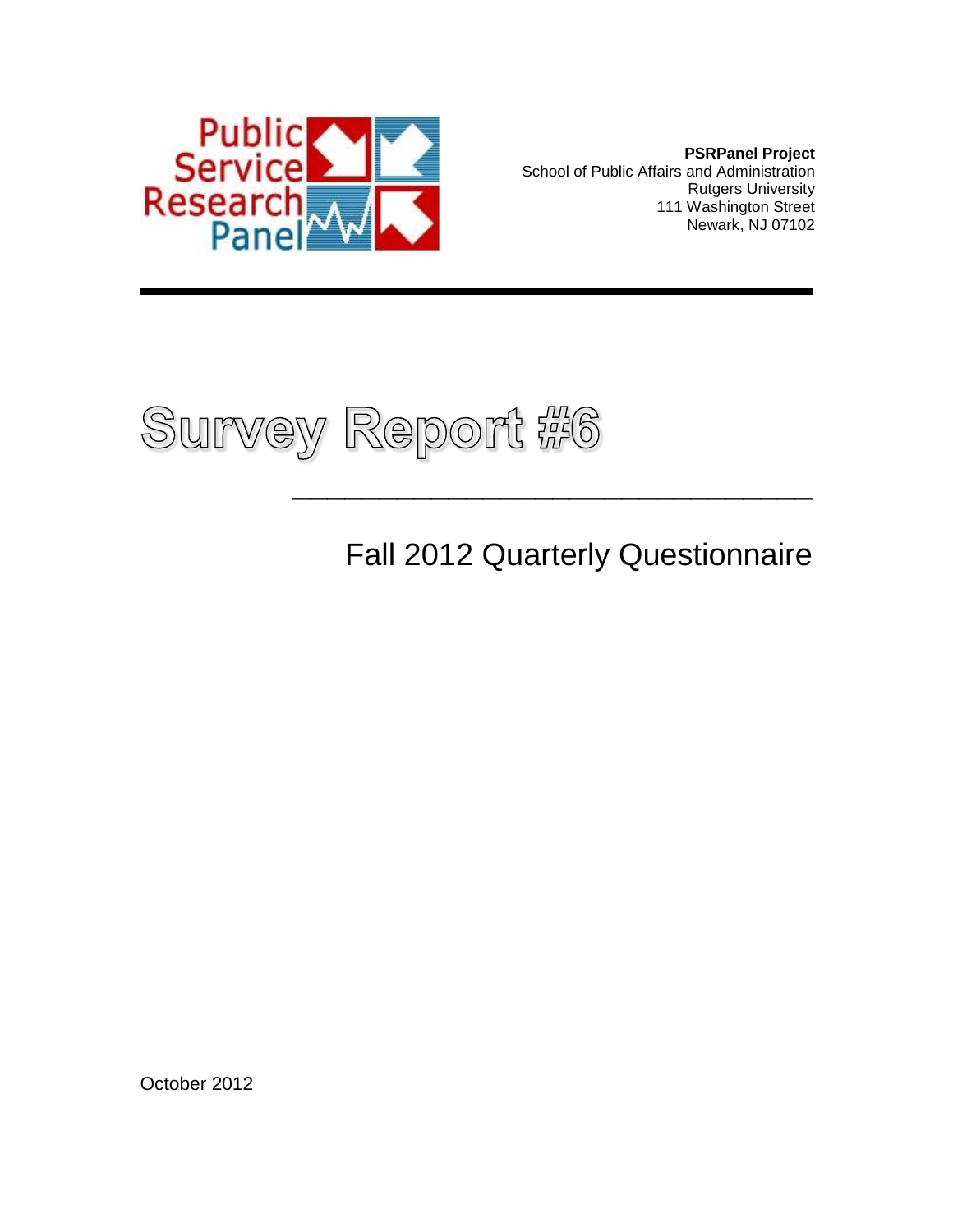Public Service Research Panel

**PSRPanel Project**
School of Public Affairs and Administration
Rutgers University
111 Washington Street
Newark, NJ 07102

# Survey Report #6

## Fall 2012 Quarterly Questionnaire

October 2012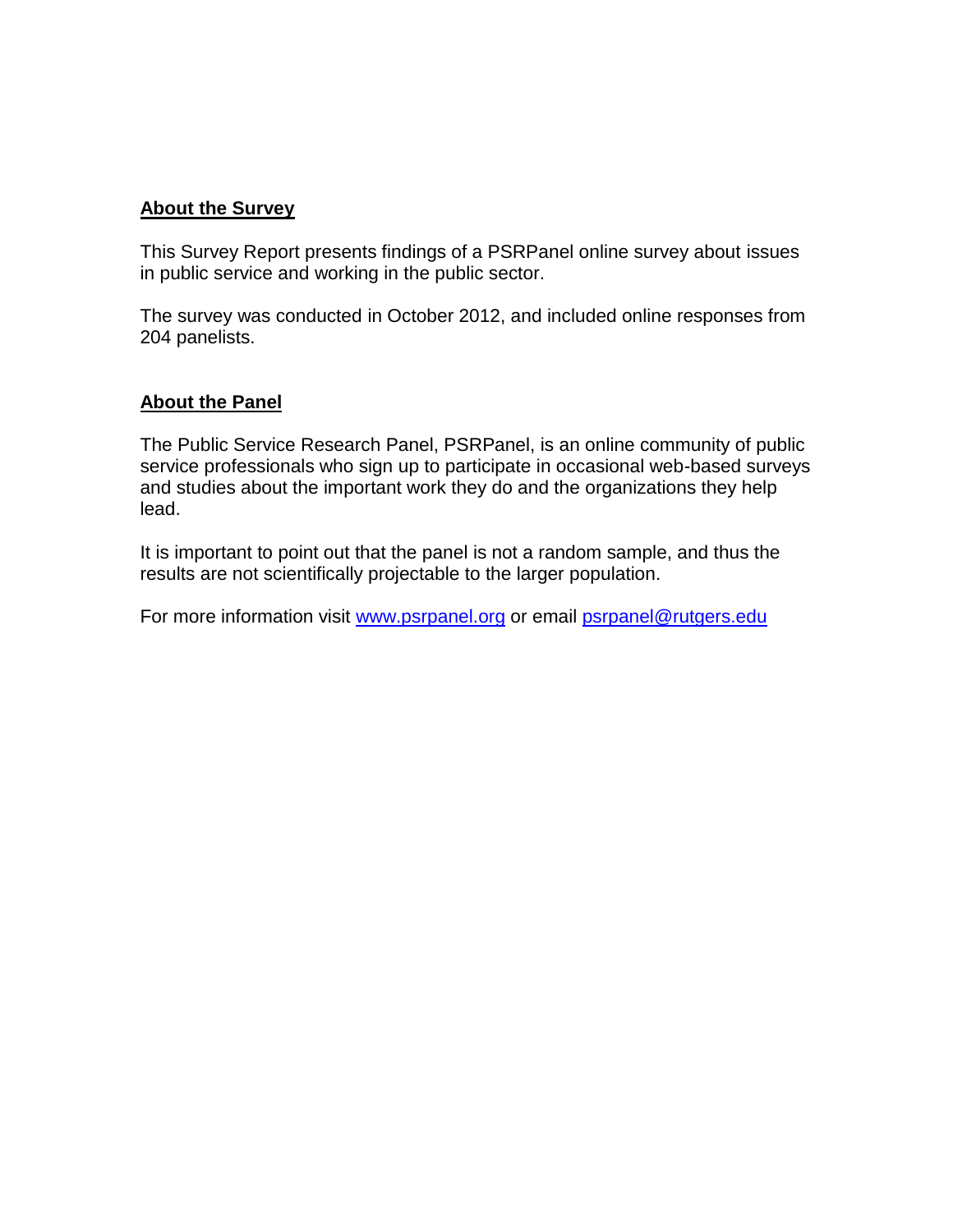## About the Survey

This Survey Report presents findings of a PSRPanel online survey about issues in public service and working in the public sector.

The survey was conducted in October 2012, and included online responses from 204 panelists.

## About the Panel

The Public Service Research Panel, PSRPanel, is an online community of public service professionals who sign up to participate in occasional web-based surveys and studies about the important work they do and the organizations they help lead.

It is important to point out that the panel is not a random sample, and thus the results are not scientifically projectable to the larger population.

For more information visit www.psrpanel.org or email psrpanel@rutgers.edu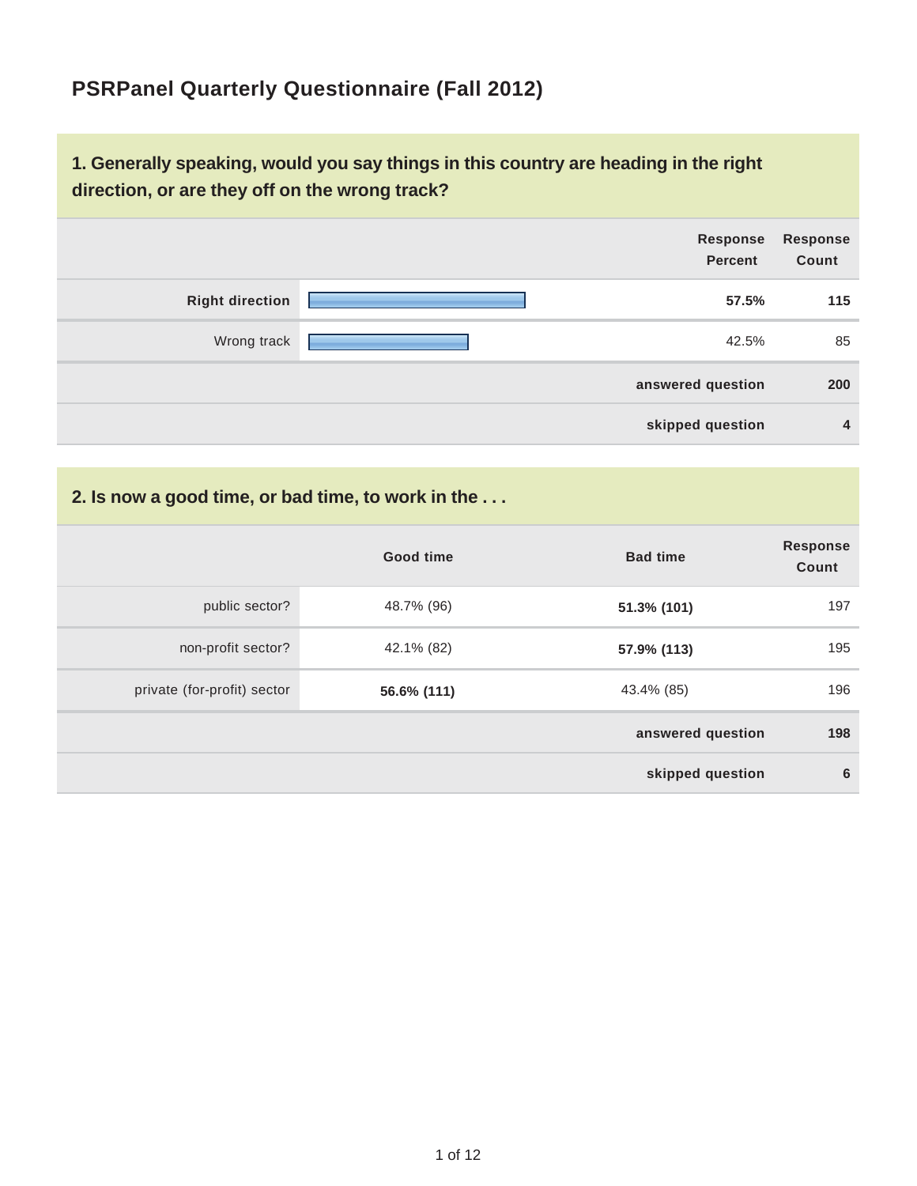# PSRPanel Quarterly Questionnaire (Fall 2012)

## 1. Generally speaking, would you say things in this country are heading in the right direction, or are they off on the wrong track?

| | Response Percent | Response Count |
|---|---|---|
| **Right direction** | **57.5%** | **115** |
| Wrong track | 42.5% | 85 |
| | **answered question** | **200** |
| | **skipped question** | **4** |

## 2. Is now a good time, or bad time, to work in the . . .

| | Good time | Bad time | Response Count |
|---|---|---|---|
| public sector? | 48.7% (96) | **51.3% (101)** | 197 |
| non-profit sector? | 42.1% (82) | **57.9% (113)** | 195 |
| private (for-profit) sector | **56.6% (111)** | 43.4% (85) | 196 |
| | | **answered question** | **198** |
| | | **skipped question** | **6** |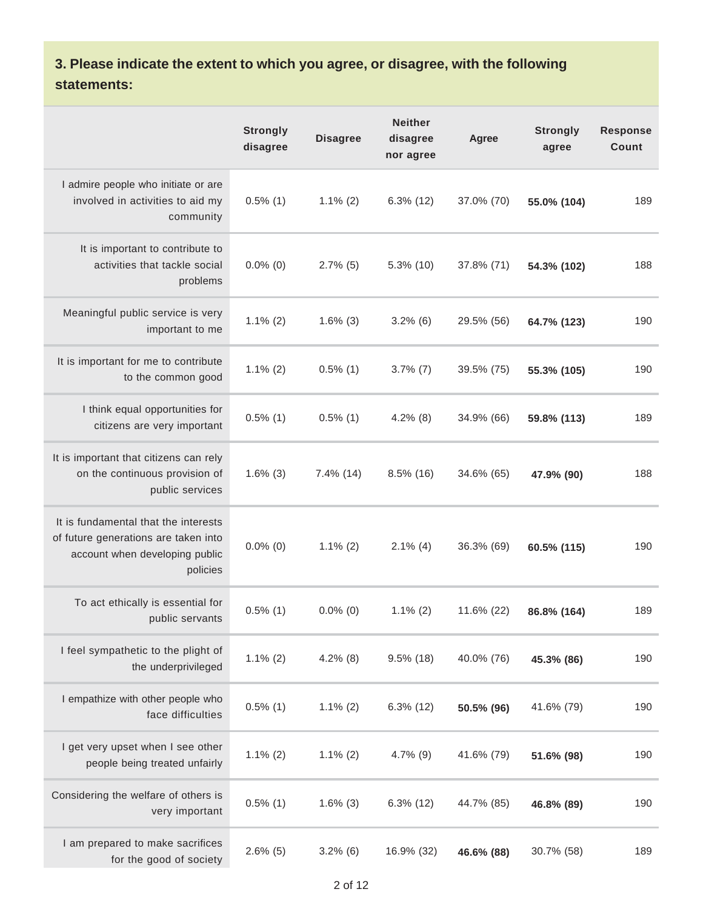## 3. Please indicate the extent to which you agree, or disagree, with the following statements:

| | Strongly disagree | Disagree | Neither disagree nor agree | Agree | Strongly agree | Response Count |
|---|---|---|---|---|---|---|
| I admire people who initiate or are involved in activities to aid my community | 0.5% (1) | 1.1% (2) | 6.3% (12) | 37.0% (70) | **55.0% (104)** | 189 |
| It is important to contribute to activities that tackle social problems | 0.0% (0) | 2.7% (5) | 5.3% (10) | 37.8% (71) | **54.3% (102)** | 188 |
| Meaningful public service is very important to me | 1.1% (2) | 1.6% (3) | 3.2% (6) | 29.5% (56) | **64.7% (123)** | 190 |
| It is important for me to contribute to the common good | 1.1% (2) | 0.5% (1) | 3.7% (7) | 39.5% (75) | **55.3% (105)** | 190 |
| I think equal opportunities for citizens are very important | 0.5% (1) | 0.5% (1) | 4.2% (8) | 34.9% (66) | **59.8% (113)** | 189 |
| It is important that citizens can rely on the continuous provision of public services | 1.6% (3) | 7.4% (14) | 8.5% (16) | 34.6% (65) | **47.9% (90)** | 188 |
| It is fundamental that the interests of future generations are taken into account when developing public policies | 0.0% (0) | 1.1% (2) | 2.1% (4) | 36.3% (69) | **60.5% (115)** | 190 |
| To act ethically is essential for public servants | 0.5% (1) | 0.0% (0) | 1.1% (2) | 11.6% (22) | **86.8% (164)** | 189 |
| I feel sympathetic to the plight of the underprivileged | 1.1% (2) | 4.2% (8) | 9.5% (18) | 40.0% (76) | **45.3% (86)** | 190 |
| I empathize with other people who face difficulties | 0.5% (1) | 1.1% (2) | 6.3% (12) | **50.5% (96)** | 41.6% (79) | 190 |
| I get very upset when I see other people being treated unfairly | 1.1% (2) | 1.1% (2) | 4.7% (9) | 41.6% (79) | **51.6% (98)** | 190 |
| Considering the welfare of others is very important | 0.5% (1) | 1.6% (3) | 6.3% (12) | 44.7% (85) | **46.8% (89)** | 190 |
| I am prepared to make sacrifices for the good of society | 2.6% (5) | 3.2% (6) | 16.9% (32) | **46.6% (88)** | 30.7% (58) | 189 |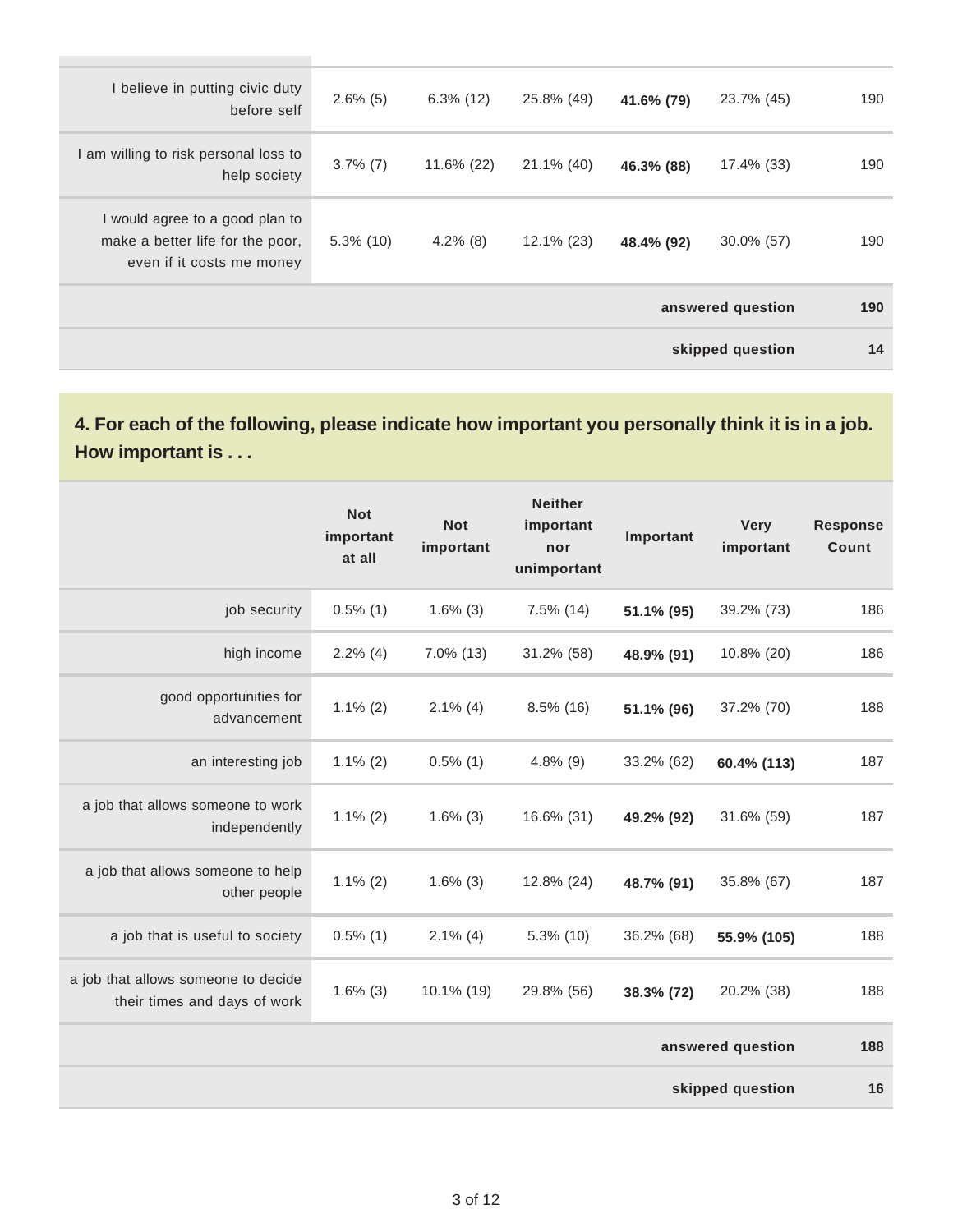| | | | | | | |
|---|---|---|---|---|---|---|
| I believe in putting civic duty before self | 2.6% (5) | 6.3% (12) | 25.8% (49) | **41.6% (79)** | 23.7% (45) | 190 |
| I am willing to risk personal loss to help society | 3.7% (7) | 11.6% (22) | 21.1% (40) | **46.3% (88)** | 17.4% (33) | 190 |
| I would agree to a good plan to make a better life for the poor, even if it costs me money | 5.3% (10) | 4.2% (8) | 12.1% (23) | **48.4% (92)** | 30.0% (57) | 190 |
| | | | | | **answered question** | **190** |
| | | | | | **skipped question** | **14** |

## 4. For each of the following, please indicate how important you personally think it is in a job. How important is . . .

| | Not important at all | Not important | Neither important nor unimportant | Important | Very important | Response Count |
|---|---|---|---|---|---|---|
| job security | 0.5% (1) | 1.6% (3) | 7.5% (14) | **51.1% (95)** | 39.2% (73) | 186 |
| high income | 2.2% (4) | 7.0% (13) | 31.2% (58) | **48.9% (91)** | 10.8% (20) | 186 |
| good opportunities for advancement | 1.1% (2) | 2.1% (4) | 8.5% (16) | **51.1% (96)** | 37.2% (70) | 188 |
| an interesting job | 1.1% (2) | 0.5% (1) | 4.8% (9) | 33.2% (62) | **60.4% (113)** | 187 |
| a job that allows someone to work independently | 1.1% (2) | 1.6% (3) | 16.6% (31) | **49.2% (92)** | 31.6% (59) | 187 |
| a job that allows someone to help other people | 1.1% (2) | 1.6% (3) | 12.8% (24) | **48.7% (91)** | 35.8% (67) | 187 |
| a job that is useful to society | 0.5% (1) | 2.1% (4) | 5.3% (10) | 36.2% (68) | **55.9% (105)** | 188 |
| a job that allows someone to decide their times and days of work | 1.6% (3) | 10.1% (19) | 29.8% (56) | **38.3% (72)** | 20.2% (38) | 188 |
| | | | | | **answered question** | **188** |
| | | | | | **skipped question** | **16** |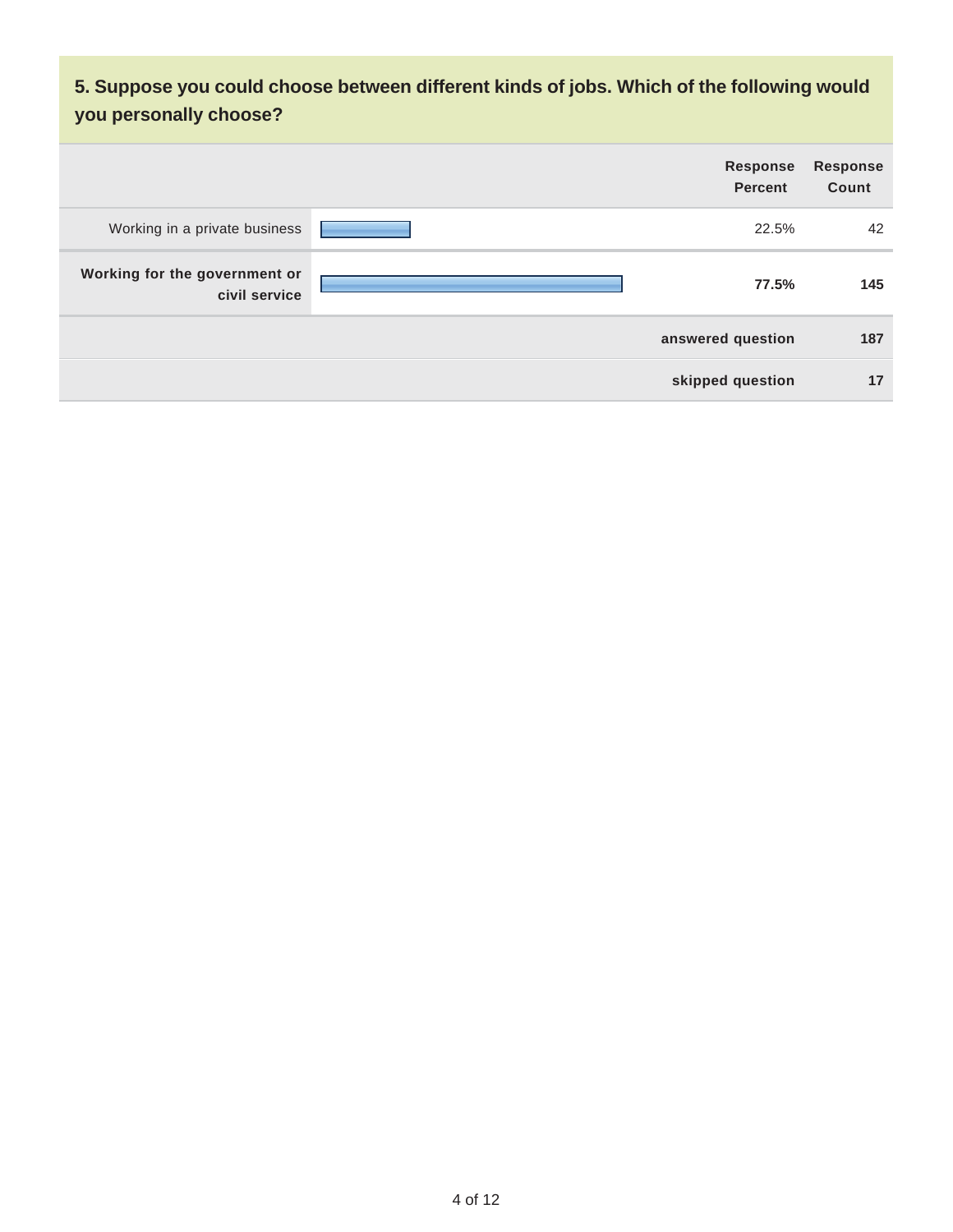### 5. Suppose you could choose between different kinds of jobs. Which of the following would you personally choose?

| | Response Percent | Response Count |
|---|---|---|
| Working in a private business | 22.5% | 42 |
| **Working for the government or civil service** | **77.5%** | **145** |
| **answered question** | | **187** |
| **skipped question** | | **17** |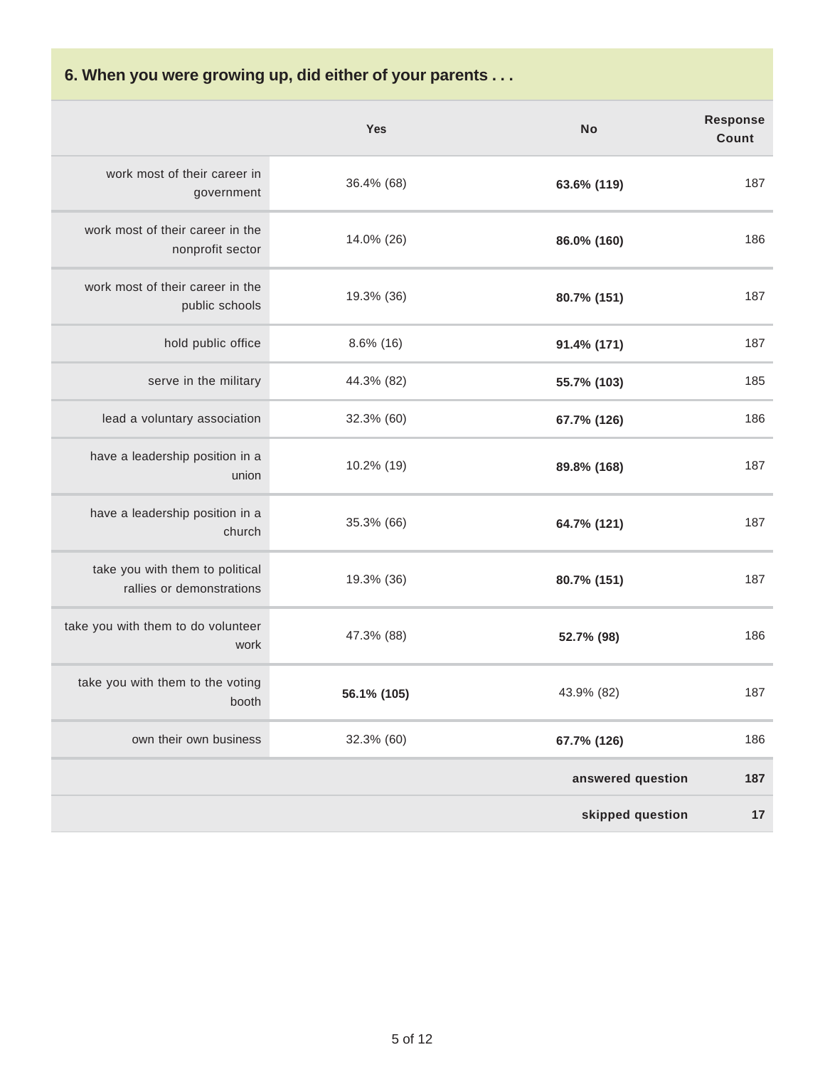## 6. When you were growing up, did either of your parents . . .

| | Yes | No | Response Count |
|---|---|---|---|
| work most of their career in government | 36.4% (68) | **63.6% (119)** | 187 |
| work most of their career in the nonprofit sector | 14.0% (26) | **86.0% (160)** | 186 |
| work most of their career in the public schools | 19.3% (36) | **80.7% (151)** | 187 |
| hold public office | 8.6% (16) | **91.4% (171)** | 187 |
| serve in the military | 44.3% (82) | **55.7% (103)** | 185 |
| lead a voluntary association | 32.3% (60) | **67.7% (126)** | 186 |
| have a leadership position in a union | 10.2% (19) | **89.8% (168)** | 187 |
| have a leadership position in a church | 35.3% (66) | **64.7% (121)** | 187 |
| take you with them to political rallies or demonstrations | 19.3% (36) | **80.7% (151)** | 187 |
| take you with them to do volunteer work | 47.3% (88) | **52.7% (98)** | 186 |
| take you with them to the voting booth | **56.1% (105)** | 43.9% (82) | 187 |
| own their own business | 32.3% (60) | **67.7% (126)** | 186 |
| | | **answered question** | **187** |
| | | **skipped question** | **17** |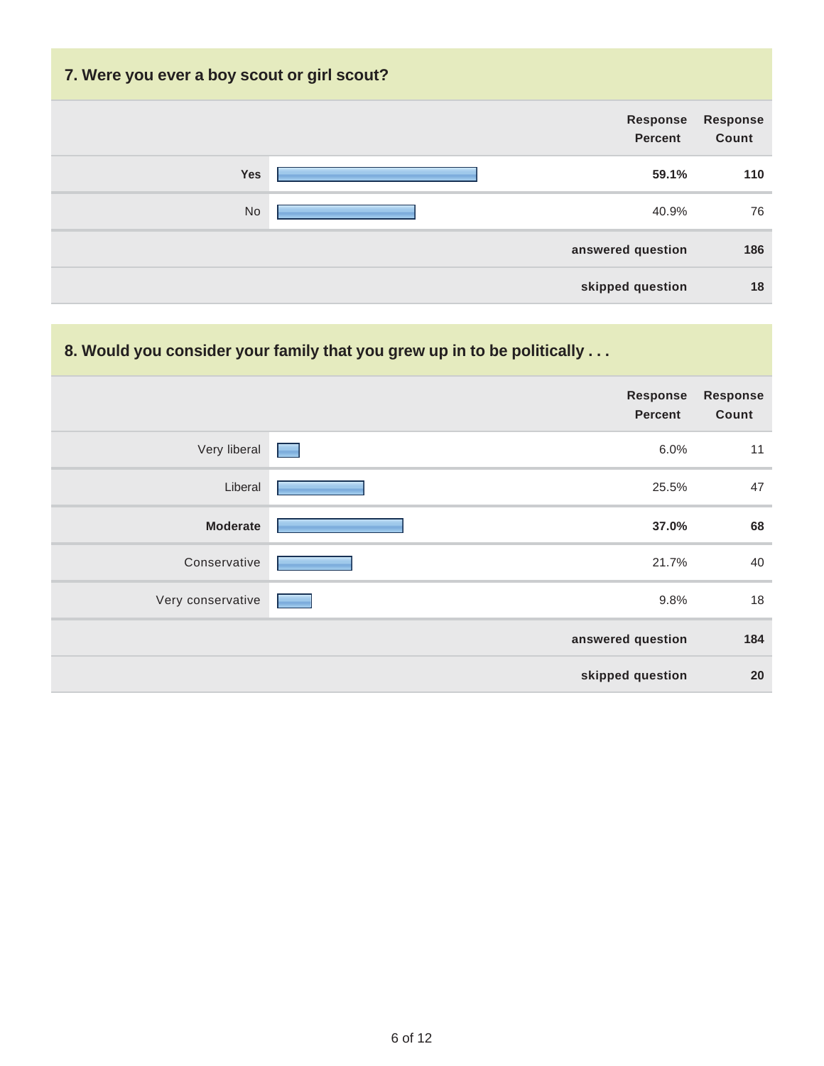## 7. Were you ever a boy scout or girl scout?

| | Response Percent | Response Count |
|---|---|---|
| **Yes** | **59.1%** | **110** |
| No | 40.9% | 76 |
| | **answered question** | **186** |
| | **skipped question** | **18** |

## 8. Would you consider your family that you grew up in to be politically . . .

| | Response Percent | Response Count |
|---|---|---|
| Very liberal | 6.0% | 11 |
| Liberal | 25.5% | 47 |
| **Moderate** | **37.0%** | **68** |
| Conservative | 21.7% | 40 |
| Very conservative | 9.8% | 18 |
| | **answered question** | **184** |
| | **skipped question** | **20** |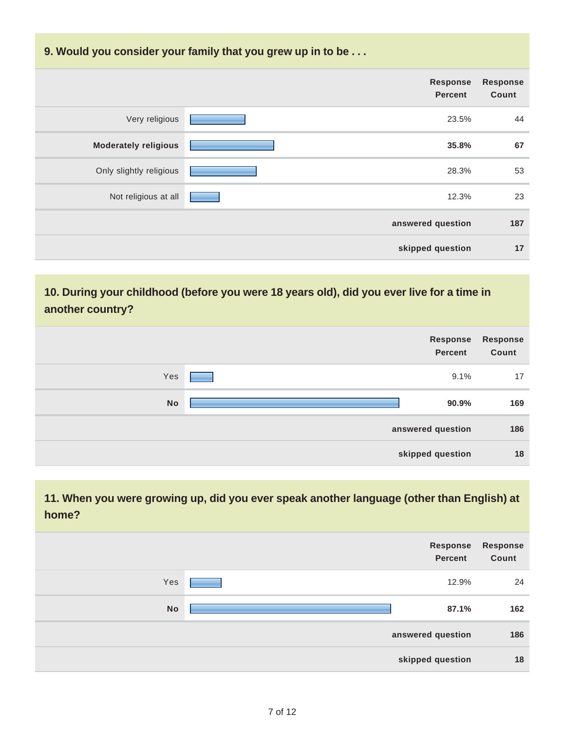## 9. Would you consider your family that you grew up in to be . . .

| | Response Percent | Response Count |
|---|---|---|
| Very religious | 23.5% | 44 |
| **Moderately religious** | **35.8%** | **67** |
| Only slightly religious | 28.3% | 53 |
| Not religious at all | 12.3% | 23 |
| | **answered question** | **187** |
| | **skipped question** | **17** |

## 10. During your childhood (before you were 18 years old), did you ever live for a time in another country?

| | Response Percent | Response Count |
|---|---|---|
| Yes | 9.1% | 17 |
| **No** | **90.9%** | **169** |
| | **answered question** | **186** |
| | **skipped question** | **18** |

## 11. When you were growing up, did you ever speak another language (other than English) at home?

| | Response Percent | Response Count |
|---|---|---|
| Yes | 12.9% | 24 |
| **No** | **87.1%** | **162** |
| | **answered question** | **186** |
| | **skipped question** | **18** |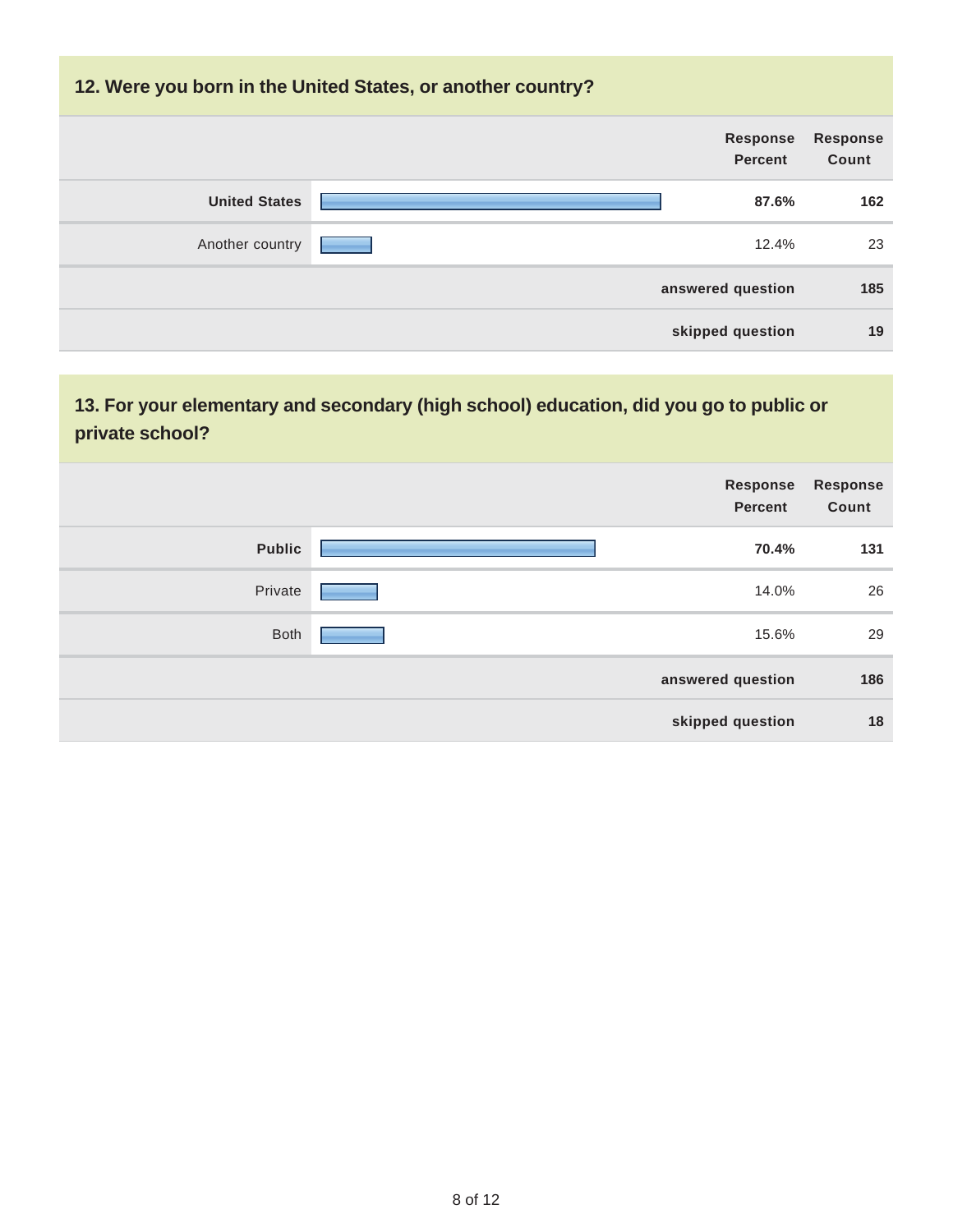## 12. Were you born in the United States, or another country?

| | Response Percent | Response Count |
|---|---|---|
| **United States** | **87.6%** | **162** |
| Another country | 12.4% | 23 |
| | **answered question** | **185** |
| | **skipped question** | **19** |

## 13. For your elementary and secondary (high school) education, did you go to public or private school?

| | Response Percent | Response Count |
|---|---|---|
| **Public** | **70.4%** | **131** |
| Private | 14.0% | 26 |
| Both | 15.6% | 29 |
| | **answered question** | **186** |
| | **skipped question** | **18** |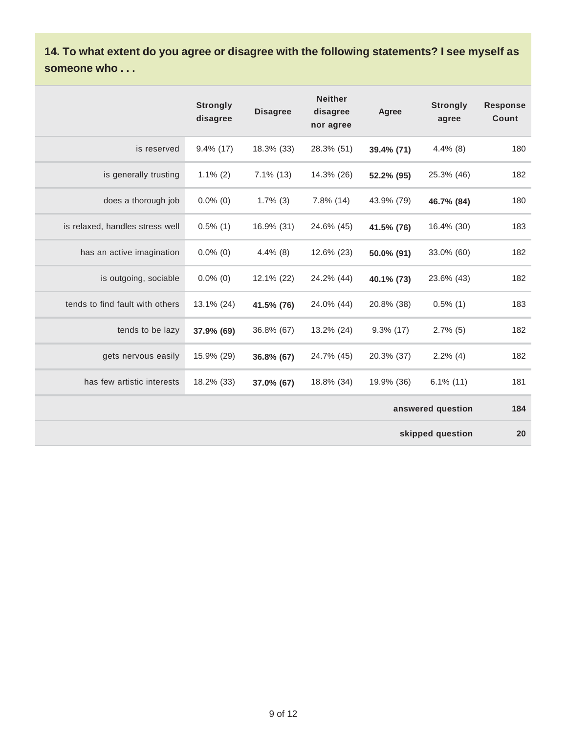## 14. To what extent do you agree or disagree with the following statements? I see myself as someone who . . .

| | Strongly disagree | Disagree | Neither disagree nor agree | Agree | Strongly agree | Response Count |
|---|---|---|---|---|---|---|
| is reserved | 9.4% (17) | 18.3% (33) | 28.3% (51) | **39.4% (71)** | 4.4% (8) | 180 |
| is generally trusting | 1.1% (2) | 7.1% (13) | 14.3% (26) | **52.2% (95)** | 25.3% (46) | 182 |
| does a thorough job | 0.0% (0) | 1.7% (3) | 7.8% (14) | 43.9% (79) | **46.7% (84)** | 180 |
| is relaxed, handles stress well | 0.5% (1) | 16.9% (31) | 24.6% (45) | **41.5% (76)** | 16.4% (30) | 183 |
| has an active imagination | 0.0% (0) | 4.4% (8) | 12.6% (23) | **50.0% (91)** | 33.0% (60) | 182 |
| is outgoing, sociable | 0.0% (0) | 12.1% (22) | 24.2% (44) | **40.1% (73)** | 23.6% (43) | 182 |
| tends to find fault with others | 13.1% (24) | **41.5% (76)** | 24.0% (44) | 20.8% (38) | 0.5% (1) | 183 |
| tends to be lazy | **37.9% (69)** | 36.8% (67) | 13.2% (24) | 9.3% (17) | 2.7% (5) | 182 |
| gets nervous easily | 15.9% (29) | **36.8% (67)** | 24.7% (45) | 20.3% (37) | 2.2% (4) | 182 |
| has few artistic interests | 18.2% (33) | **37.0% (67)** | 18.8% (34) | 19.9% (36) | 6.1% (11) | 181 |
| | | | | | **answered question** | **184** |
| | | | | | **skipped question** | **20** |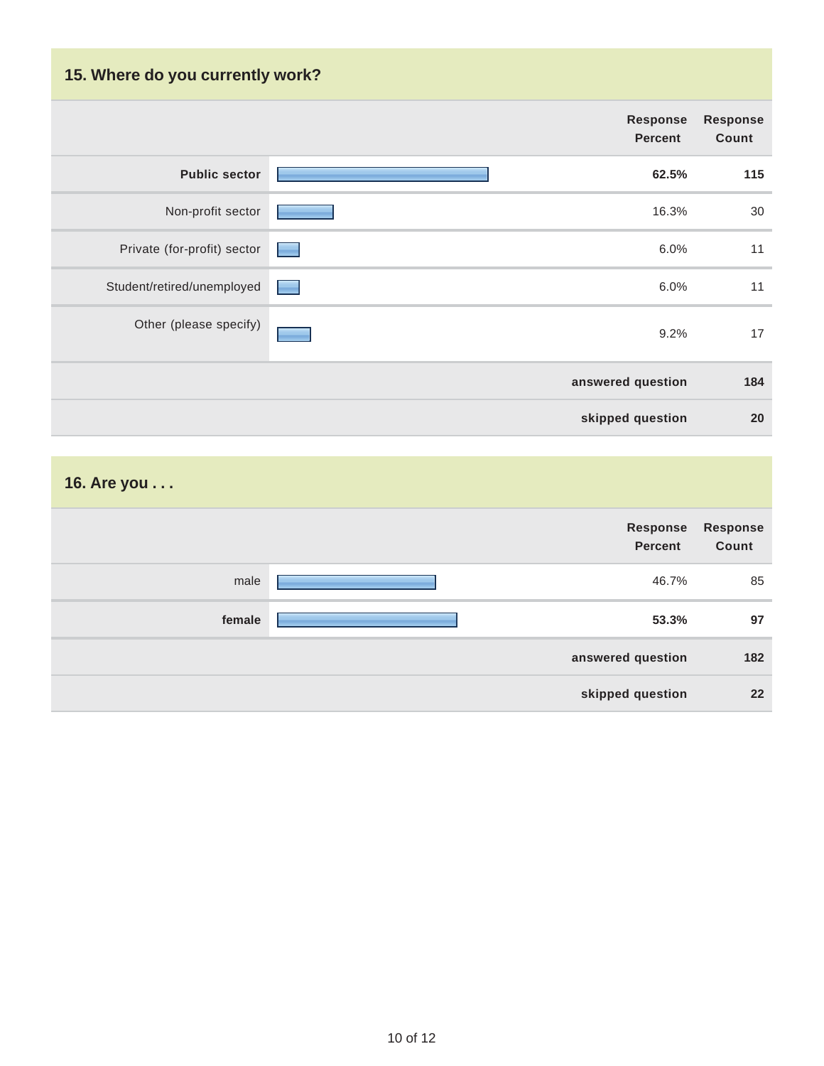## 15. Where do you currently work?

| | Response Percent | Response Count |
|---|---|---|
| **Public sector** | **62.5%** | **115** |
| Non-profit sector | 16.3% | 30 |
| Private (for-profit) sector | 6.0% | 11 |
| Student/retired/unemployed | 6.0% | 11 |
| Other (please specify) | 9.2% | 17 |
| | **answered question** | **184** |
| | **skipped question** | **20** |

## 16. Are you . . .

| | Response Percent | Response Count |
|---|---|---|
| male | 46.7% | 85 |
| **female** | **53.3%** | **97** |
| | **answered question** | **182** |
| | **skipped question** | **22** |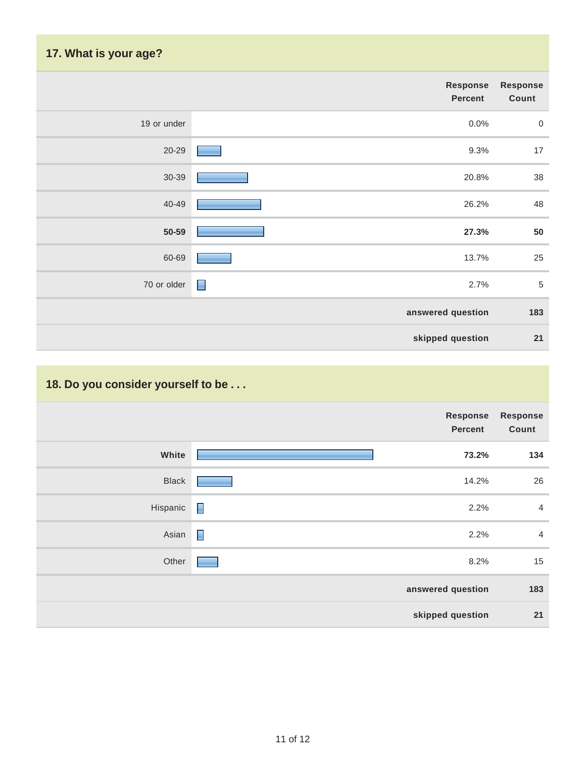## 17. What is your age?

| | Response Percent | Response Count |
|---|---|---|
| 19 or under | 0.0% | 0 |
| 20-29 | 9.3% | 17 |
| 30-39 | 20.8% | 38 |
| 40-49 | 26.2% | 48 |
| **50-59** | **27.3%** | **50** |
| 60-69 | 13.7% | 25 |
| 70 or older | 2.7% | 5 |
| | **answered question** | **183** |
| | **skipped question** | **21** |

## 18. Do you consider yourself to be . . .

| | Response Percent | Response Count |
|---|---|---|
| **White** | **73.2%** | **134** |
| Black | 14.2% | 26 |
| Hispanic | 2.2% | 4 |
| Asian | 2.2% | 4 |
| Other | 8.2% | 15 |
| | **answered question** | **183** |
| | **skipped question** | **21** |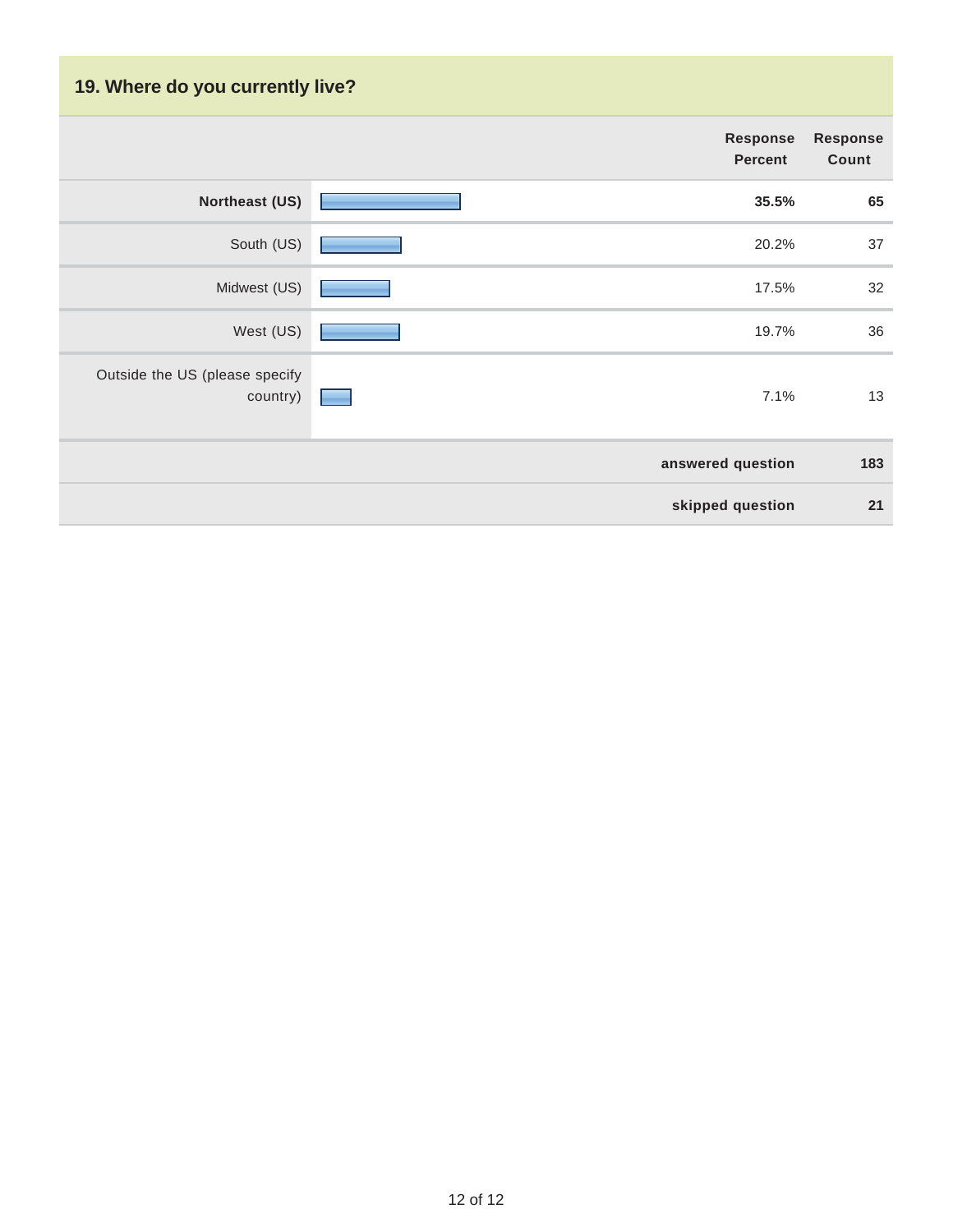## 19. Where do you currently live?

| | Response Percent | Response Count |
|---|---|---|
| **Northeast (US)** | **35.5%** | **65** |
| South (US) | 20.2% | 37 |
| Midwest (US) | 17.5% | 32 |
| West (US) | 19.7% | 36 |
| Outside the US (please specify country) | 7.1% | 13 |
| | **answered question** | **183** |
| | **skipped question** | **21** |